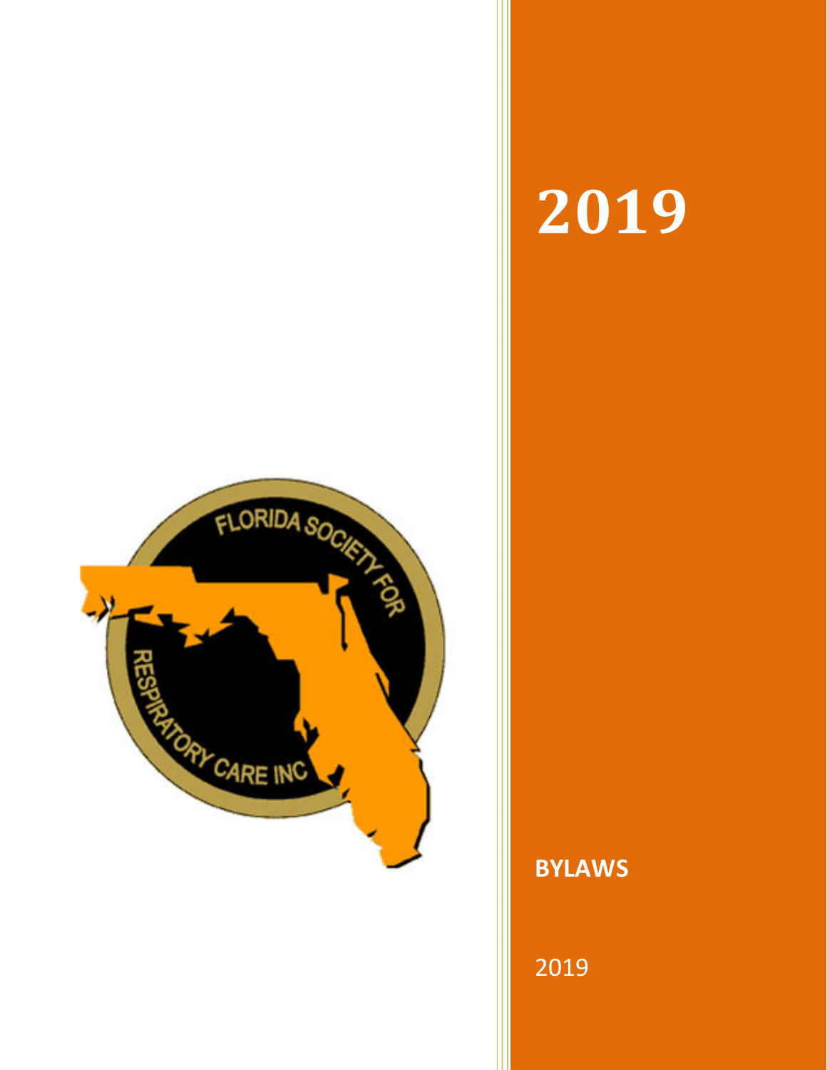FLORIDA SOCIETY FOR RESPIRATORY CARE INC

# 2019

**BYLAWS**

2019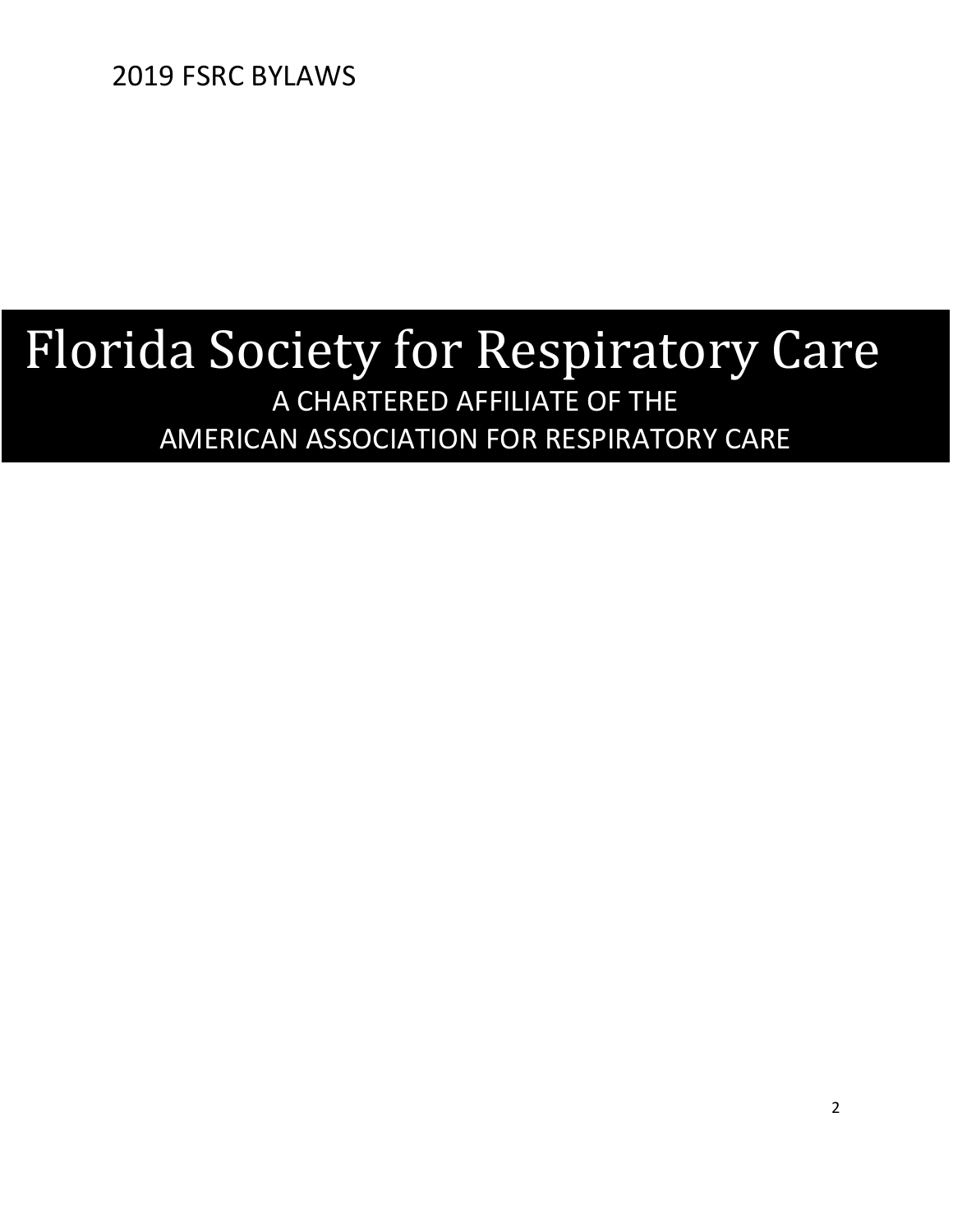2019 FSRC BYLAWS

# Florida Society for Respiratory Care

A CHARTERED AFFILIATE OF THE
AMERICAN ASSOCIATION FOR RESPIRATORY CARE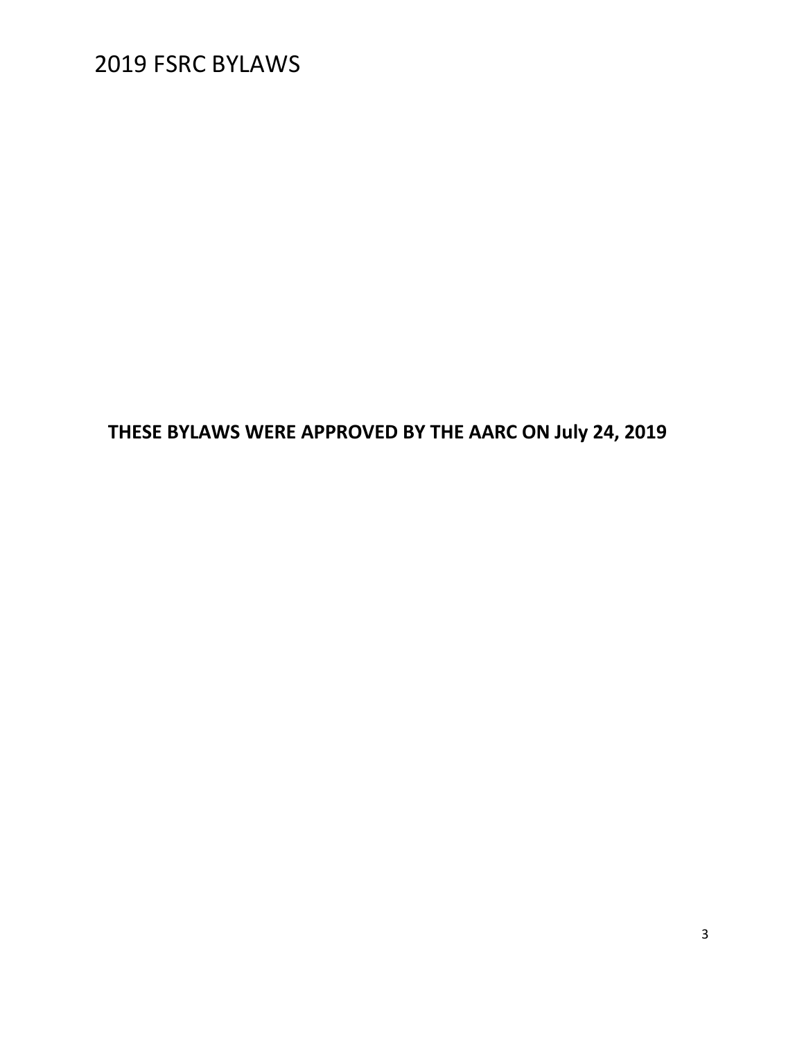**THESE BYLAWS WERE APPROVED BY THE AARC ON July 24, 2019**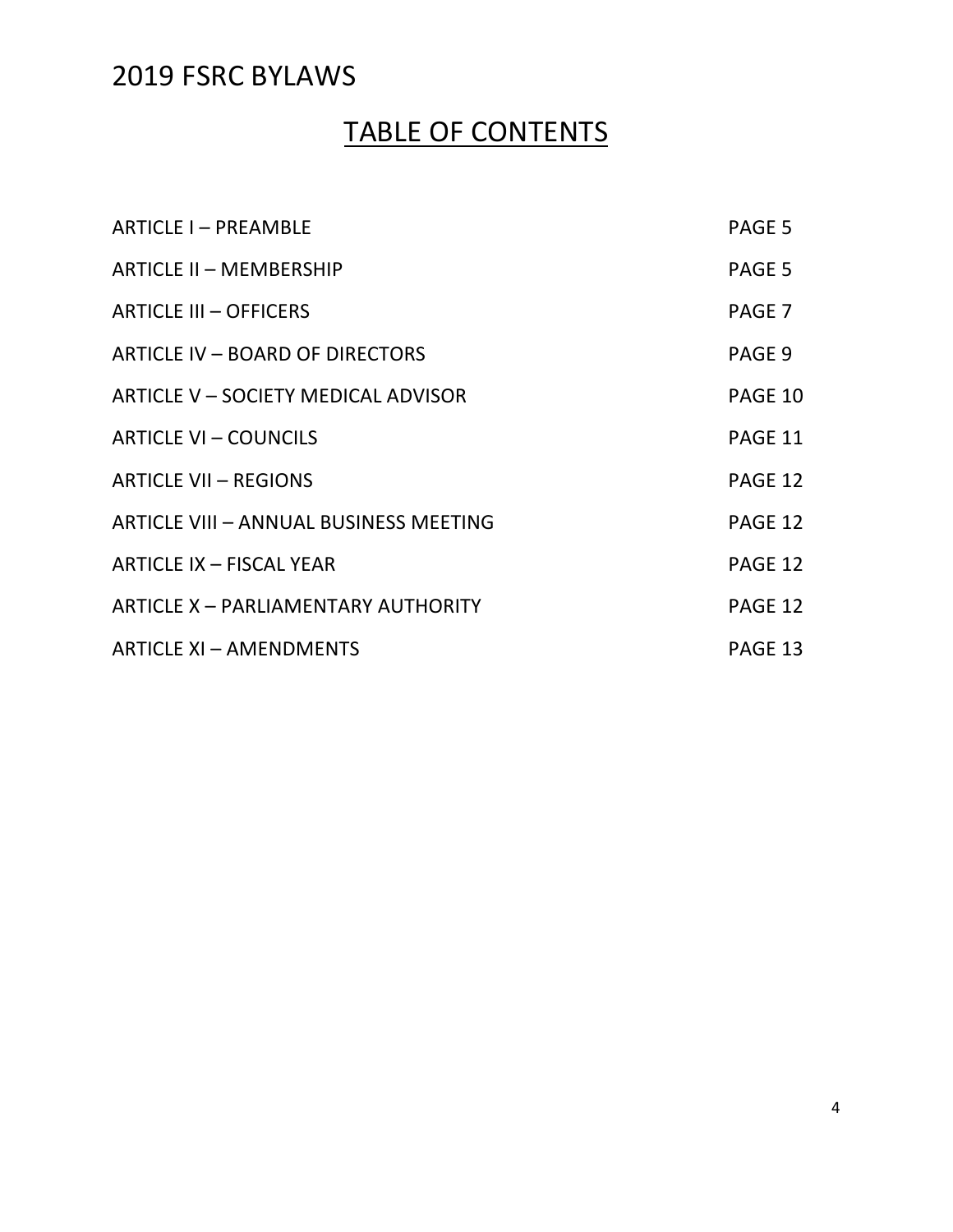# 2019 FSRC BYLAWS

## TABLE OF CONTENTS

| | |
|---|---|
| ARTICLE I – PREAMBLE | PAGE 5 |
| ARTICLE II – MEMBERSHIP | PAGE 5 |
| ARTICLE III – OFFICERS | PAGE 7 |
| ARTICLE IV – BOARD OF DIRECTORS | PAGE 9 |
| ARTICLE V – SOCIETY MEDICAL ADVISOR | PAGE 10 |
| ARTICLE VI – COUNCILS | PAGE 11 |
| ARTICLE VII – REGIONS | PAGE 12 |
| ARTICLE VIII – ANNUAL BUSINESS MEETING | PAGE 12 |
| ARTICLE IX – FISCAL YEAR | PAGE 12 |
| ARTICLE X – PARLIAMENTARY AUTHORITY | PAGE 12 |
| ARTICLE XI – AMENDMENTS | PAGE 13 |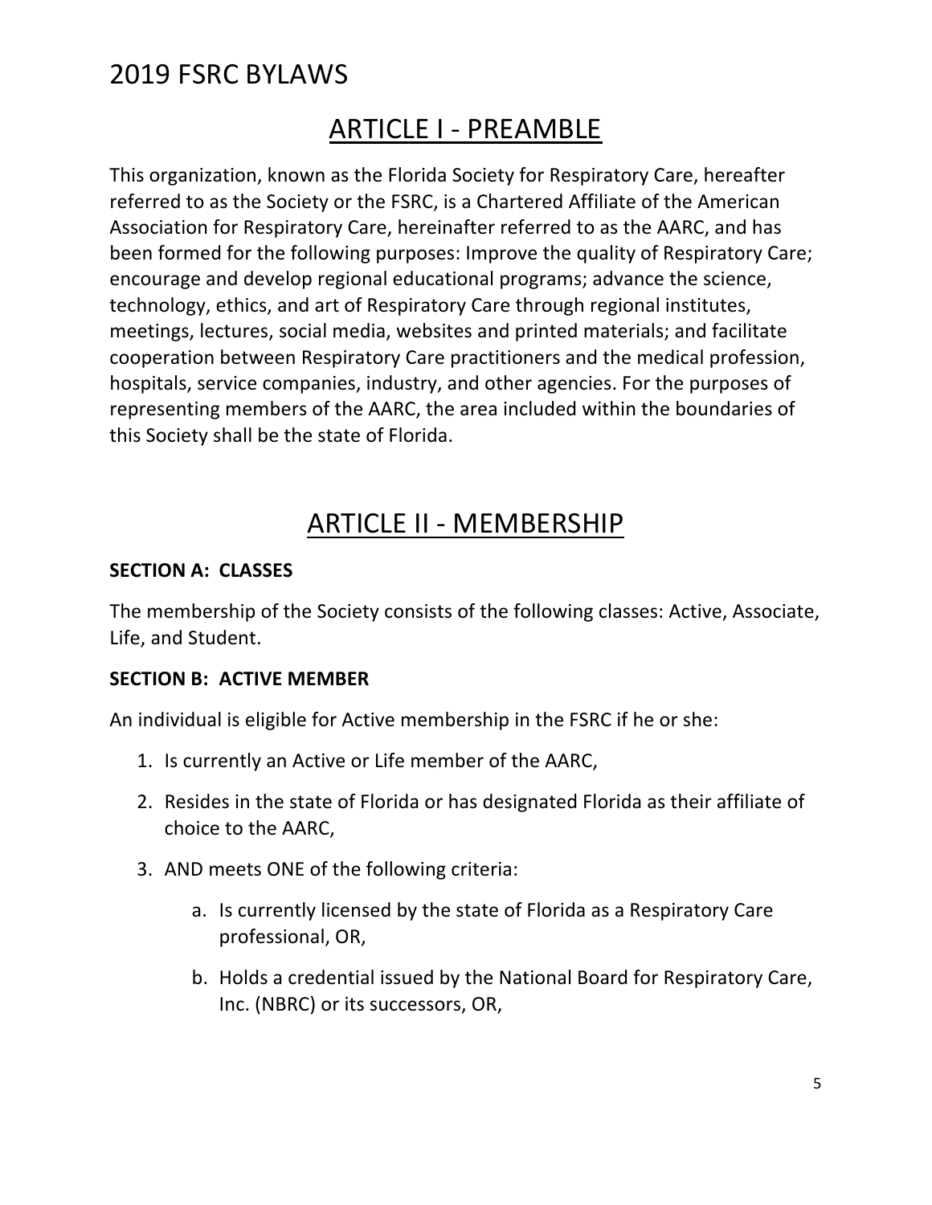# 2019 FSRC BYLAWS

## ARTICLE I - PREAMBLE

This organization, known as the Florida Society for Respiratory Care, hereafter referred to as the Society or the FSRC, is a Chartered Affiliate of the American Association for Respiratory Care, hereinafter referred to as the AARC, and has been formed for the following purposes: Improve the quality of Respiratory Care; encourage and develop regional educational programs; advance the science, technology, ethics, and art of Respiratory Care through regional institutes, meetings, lectures, social media, websites and printed materials; and facilitate cooperation between Respiratory Care practitioners and the medical profession, hospitals, service companies, industry, and other agencies. For the purposes of representing members of the AARC, the area included within the boundaries of this Society shall be the state of Florida.

## ARTICLE II - MEMBERSHIP

### SECTION A: CLASSES

The membership of the Society consists of the following classes: Active, Associate, Life, and Student.

### SECTION B: ACTIVE MEMBER

An individual is eligible for Active membership in the FSRC if he or she:

1. Is currently an Active or Life member of the AARC,
2. Resides in the state of Florida or has designated Florida as their affiliate of choice to the AARC,
3. AND meets ONE of the following criteria:
    a. Is currently licensed by the state of Florida as a Respiratory Care professional, OR,
    b. Holds a credential issued by the National Board for Respiratory Care, Inc. (NBRC) or its successors, OR,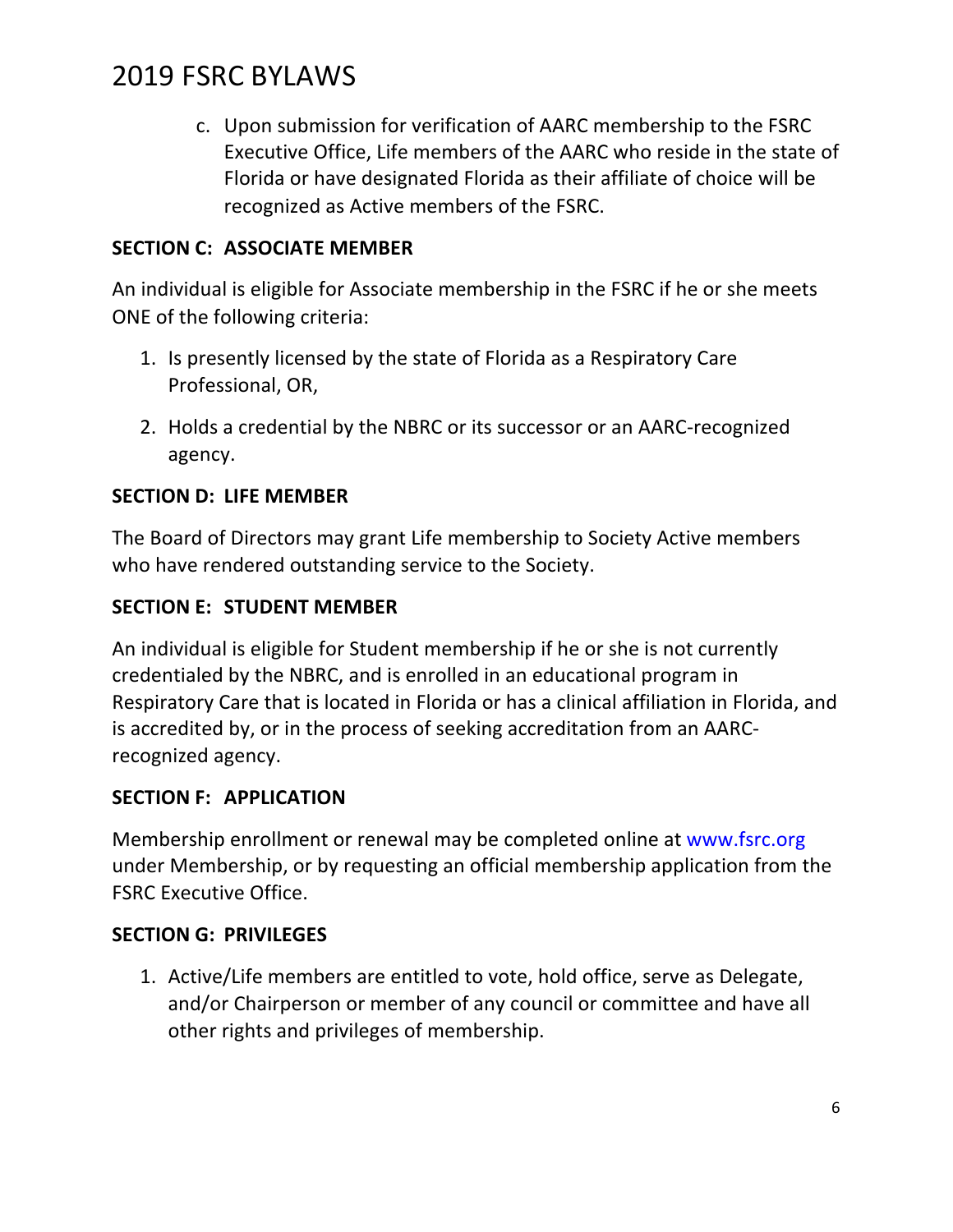c. Upon submission for verification of AARC membership to the FSRC Executive Office, Life members of the AARC who reside in the state of Florida or have designated Florida as their affiliate of choice will be recognized as Active members of the FSRC.

**SECTION C: ASSOCIATE MEMBER**

An individual is eligible for Associate membership in the FSRC if he or she meets ONE of the following criteria:

1. Is presently licensed by the state of Florida as a Respiratory Care Professional, OR,
2. Holds a credential by the NBRC or its successor or an AARC-recognized agency.

**SECTION D: LIFE MEMBER**

The Board of Directors may grant Life membership to Society Active members who have rendered outstanding service to the Society.

**SECTION E: STUDENT MEMBER**

An individual is eligible for Student membership if he or she is not currently credentialed by the NBRC, and is enrolled in an educational program in Respiratory Care that is located in Florida or has a clinical affiliation in Florida, and is accredited by, or in the process of seeking accreditation from an AARC-recognized agency.

**SECTION F: APPLICATION**

Membership enrollment or renewal may be completed online at www.fsrc.org under Membership, or by requesting an official membership application from the FSRC Executive Office.

**SECTION G: PRIVILEGES**

1. Active/Life members are entitled to vote, hold office, serve as Delegate, and/or Chairperson or member of any council or committee and have all other rights and privileges of membership.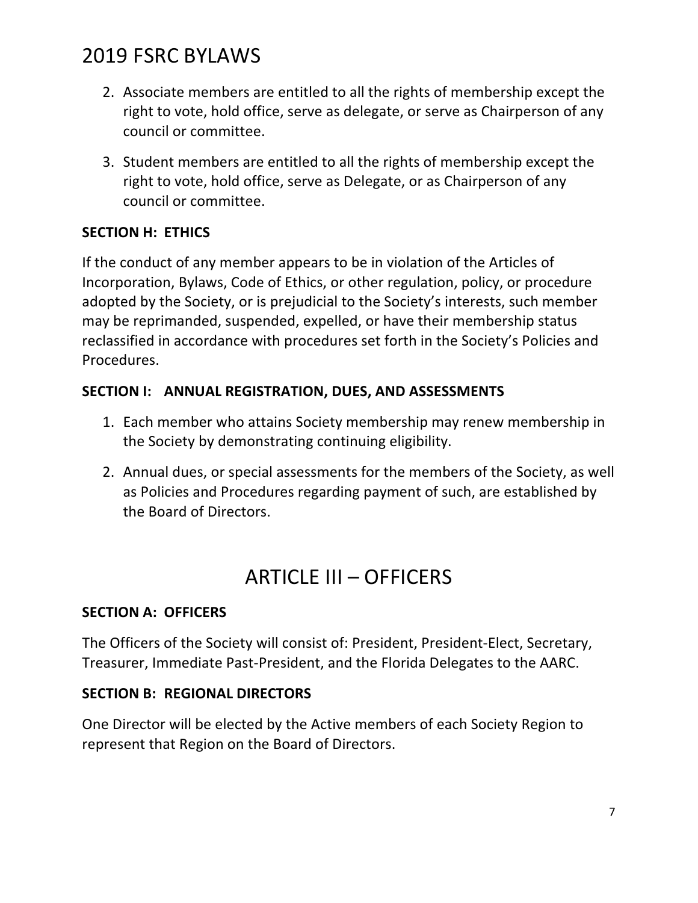2. Associate members are entitled to all the rights of membership except the right to vote, hold office, serve as delegate, or serve as Chairperson of any council or committee.

3. Student members are entitled to all the rights of membership except the right to vote, hold office, serve as Delegate, or as Chairperson of any council or committee.

**SECTION H: ETHICS**

If the conduct of any member appears to be in violation of the Articles of Incorporation, Bylaws, Code of Ethics, or other regulation, policy, or procedure adopted by the Society, or is prejudicial to the Society's interests, such member may be reprimanded, suspended, expelled, or have their membership status reclassified in accordance with procedures set forth in the Society's Policies and Procedures.

**SECTION I: ANNUAL REGISTRATION, DUES, AND ASSESSMENTS**

1. Each member who attains Society membership may renew membership in the Society by demonstrating continuing eligibility.

2. Annual dues, or special assessments for the members of the Society, as well as Policies and Procedures regarding payment of such, are established by the Board of Directors.

# ARTICLE III – OFFICERS

**SECTION A: OFFICERS**

The Officers of the Society will consist of: President, President-Elect, Secretary, Treasurer, Immediate Past-President, and the Florida Delegates to the AARC.

**SECTION B: REGIONAL DIRECTORS**

One Director will be elected by the Active members of each Society Region to represent that Region on the Board of Directors.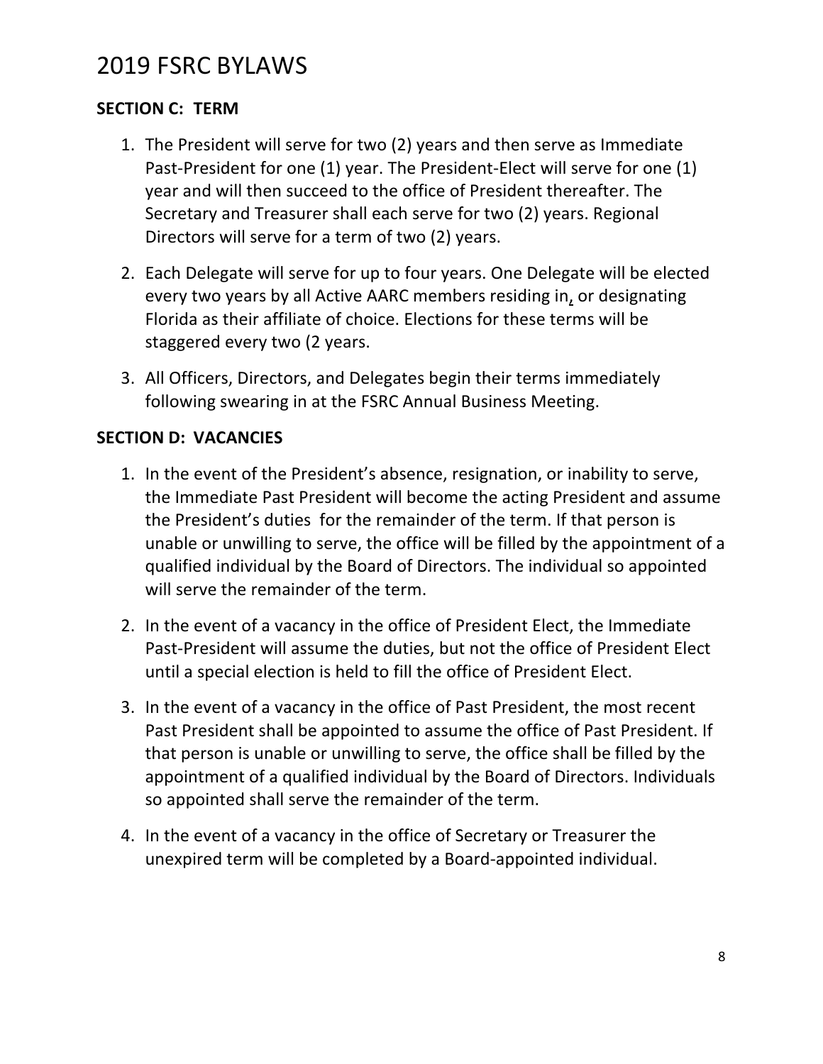# 2019 FSRC BYLAWS

**SECTION C: TERM**

1. The President will serve for two (2) years and then serve as Immediate Past-President for one (1) year. The President-Elect will serve for one (1) year and will then succeed to the office of President thereafter. The Secretary and Treasurer shall each serve for two (2) years. Regional Directors will serve for a term of two (2) years.
2. Each Delegate will serve for up to four years. One Delegate will be elected every two years by all Active AARC members residing in, or designating Florida as their affiliate of choice. Elections for these terms will be staggered every two (2 years.
3. All Officers, Directors, and Delegates begin their terms immediately following swearing in at the FSRC Annual Business Meeting.

**SECTION D: VACANCIES**

1. In the event of the President's absence, resignation, or inability to serve, the Immediate Past President will become the acting President and assume the President's duties for the remainder of the term. If that person is unable or unwilling to serve, the office will be filled by the appointment of a qualified individual by the Board of Directors. The individual so appointed will serve the remainder of the term.
2. In the event of a vacancy in the office of President Elect, the Immediate Past-President will assume the duties, but not the office of President Elect until a special election is held to fill the office of President Elect.
3. In the event of a vacancy in the office of Past President, the most recent Past President shall be appointed to assume the office of Past President. If that person is unable or unwilling to serve, the office shall be filled by the appointment of a qualified individual by the Board of Directors. Individuals so appointed shall serve the remainder of the term.
4. In the event of a vacancy in the office of Secretary or Treasurer the unexpired term will be completed by a Board-appointed individual.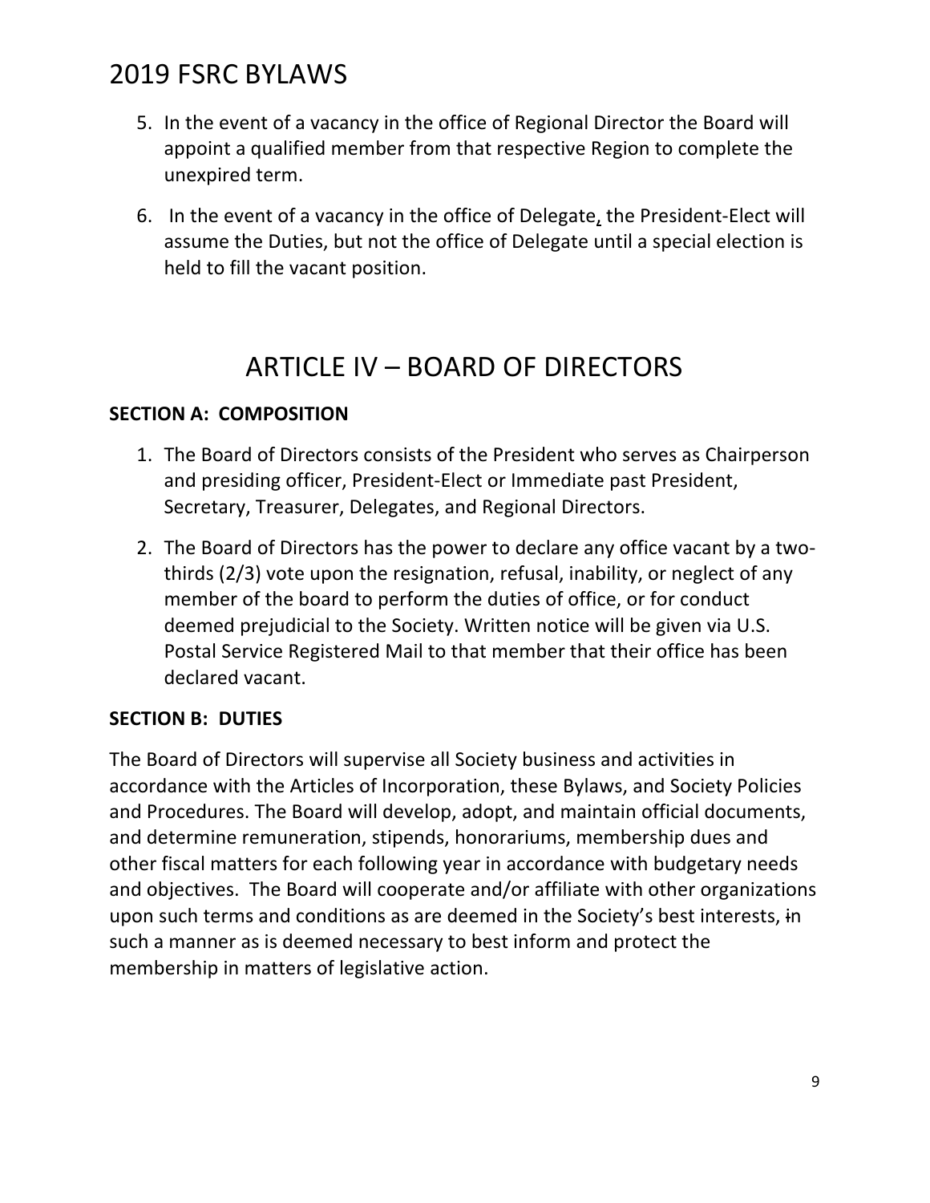5. In the event of a vacancy in the office of Regional Director the Board will appoint a qualified member from that respective Region to complete the unexpired term.
6. In the event of a vacancy in the office of Delegate, the President-Elect will assume the Duties, but not the office of Delegate until a special election is held to fill the vacant position.

# ARTICLE IV – BOARD OF DIRECTORS

**SECTION A: COMPOSITION**

1. The Board of Directors consists of the President who serves as Chairperson and presiding officer, President-Elect or Immediate past President, Secretary, Treasurer, Delegates, and Regional Directors.
2. The Board of Directors has the power to declare any office vacant by a two-thirds (2/3) vote upon the resignation, refusal, inability, or neglect of any member of the board to perform the duties of office, or for conduct deemed prejudicial to the Society. Written notice will be given via U.S. Postal Service Registered Mail to that member that their office has been declared vacant.

**SECTION B: DUTIES**

The Board of Directors will supervise all Society business and activities in accordance with the Articles of Incorporation, these Bylaws, and Society Policies and Procedures. The Board will develop, adopt, and maintain official documents, and determine remuneration, stipends, honorariums, membership dues and other fiscal matters for each following year in accordance with budgetary needs and objectives. The Board will cooperate and/or affiliate with other organizations upon such terms and conditions as are deemed in the Society's best interests, in such a manner as is deemed necessary to best inform and protect the membership in matters of legislative action.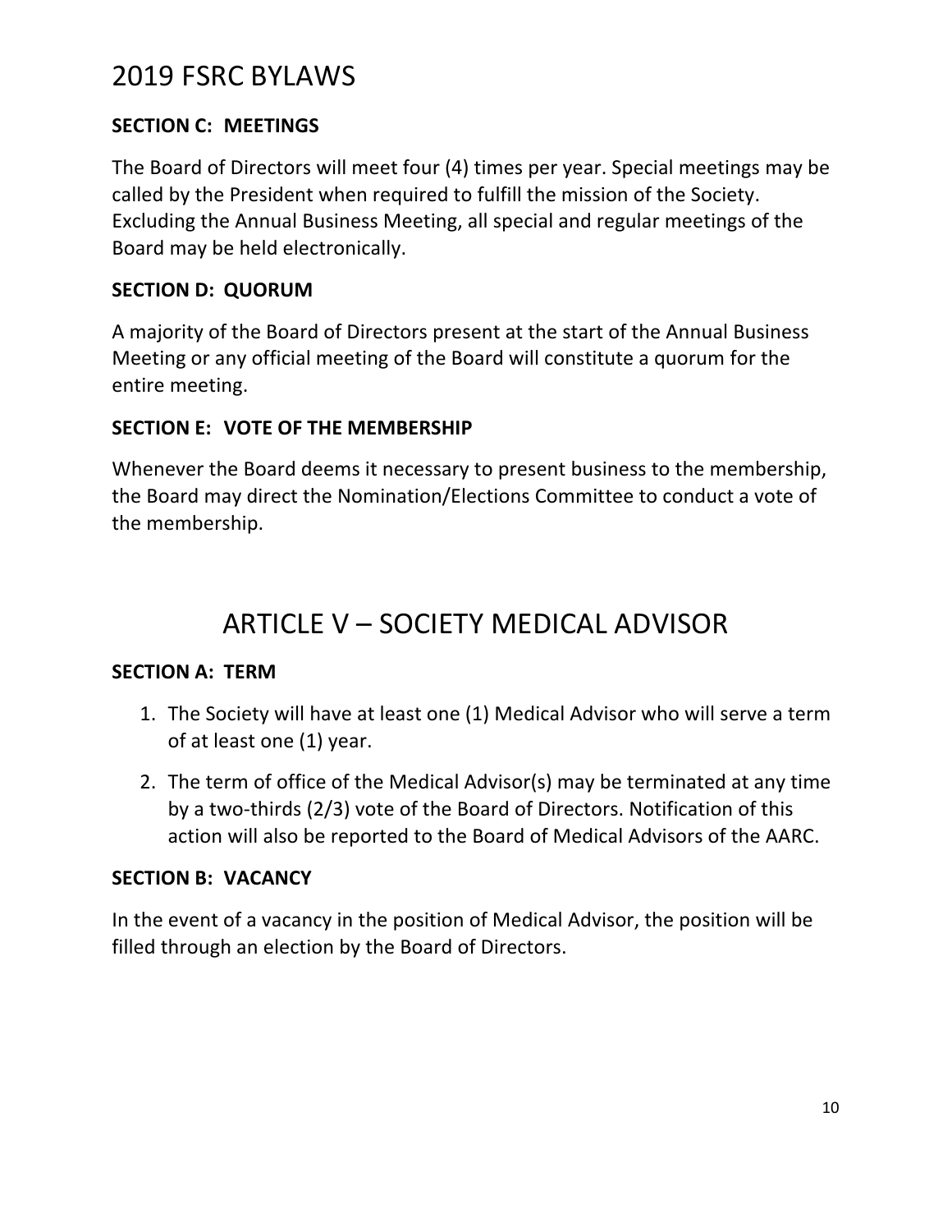### SECTION C: MEETINGS

The Board of Directors will meet four (4) times per year. Special meetings may be called by the President when required to fulfill the mission of the Society. Excluding the Annual Business Meeting, all special and regular meetings of the Board may be held electronically.

### SECTION D: QUORUM

A majority of the Board of Directors present at the start of the Annual Business Meeting or any official meeting of the Board will constitute a quorum for the entire meeting.

### SECTION E: VOTE OF THE MEMBERSHIP

Whenever the Board deems it necessary to present business to the membership, the Board may direct the Nomination/Elections Committee to conduct a vote of the membership.

## ARTICLE V – SOCIETY MEDICAL ADVISOR

### SECTION A: TERM

1. The Society will have at least one (1) Medical Advisor who will serve a term of at least one (1) year.
2. The term of office of the Medical Advisor(s) may be terminated at any time by a two-thirds (2/3) vote of the Board of Directors. Notification of this action will also be reported to the Board of Medical Advisors of the AARC.

### SECTION B: VACANCY

In the event of a vacancy in the position of Medical Advisor, the position will be filled through an election by the Board of Directors.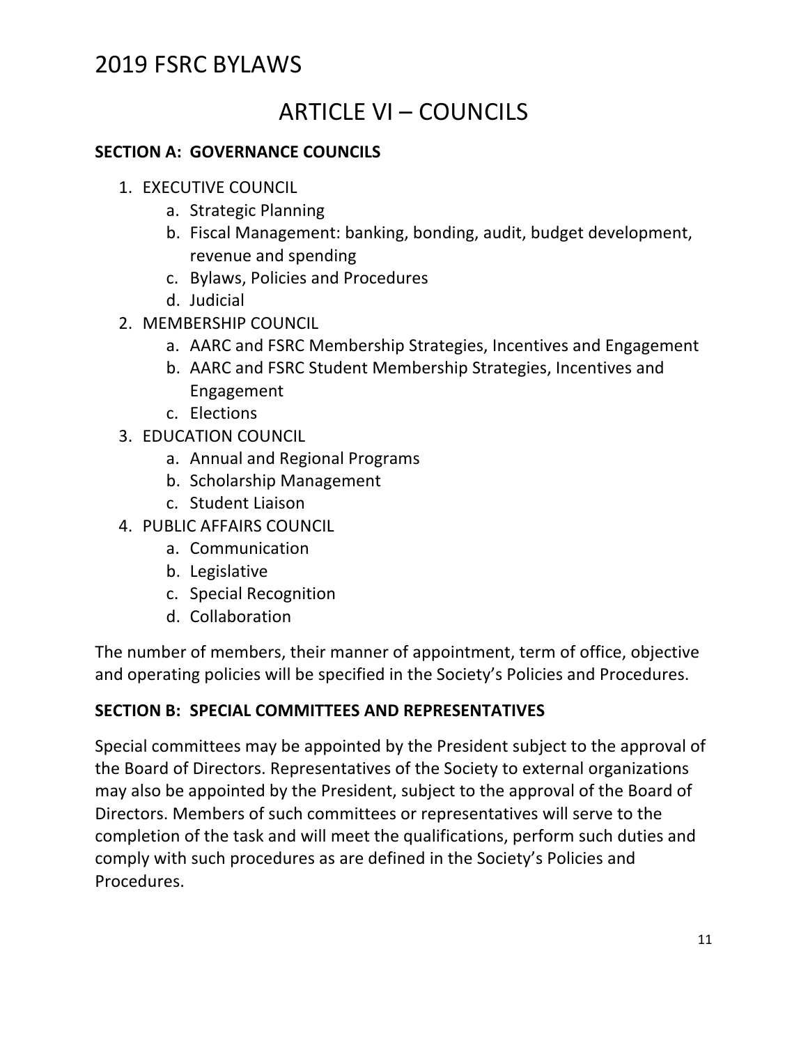# ARTICLE VI – COUNCILS

**SECTION A: GOVERNANCE COUNCILS**

1. EXECUTIVE COUNCIL
    a. Strategic Planning
    b. Fiscal Management: banking, bonding, audit, budget development, revenue and spending
    c. Bylaws, Policies and Procedures
    d. Judicial
2. MEMBERSHIP COUNCIL
    a. AARC and FSRC Membership Strategies, Incentives and Engagement
    b. AARC and FSRC Student Membership Strategies, Incentives and Engagement
    c. Elections
3. EDUCATION COUNCIL
    a. Annual and Regional Programs
    b. Scholarship Management
    c. Student Liaison
4. PUBLIC AFFAIRS COUNCIL
    a. Communication
    b. Legislative
    c. Special Recognition
    d. Collaboration

The number of members, their manner of appointment, term of office, objective and operating policies will be specified in the Society's Policies and Procedures.

**SECTION B: SPECIAL COMMITTEES AND REPRESENTATIVES**

Special committees may be appointed by the President subject to the approval of the Board of Directors. Representatives of the Society to external organizations may also be appointed by the President, subject to the approval of the Board of Directors. Members of such committees or representatives will serve to the completion of the task and will meet the qualifications, perform such duties and comply with such procedures as are defined in the Society's Policies and Procedures.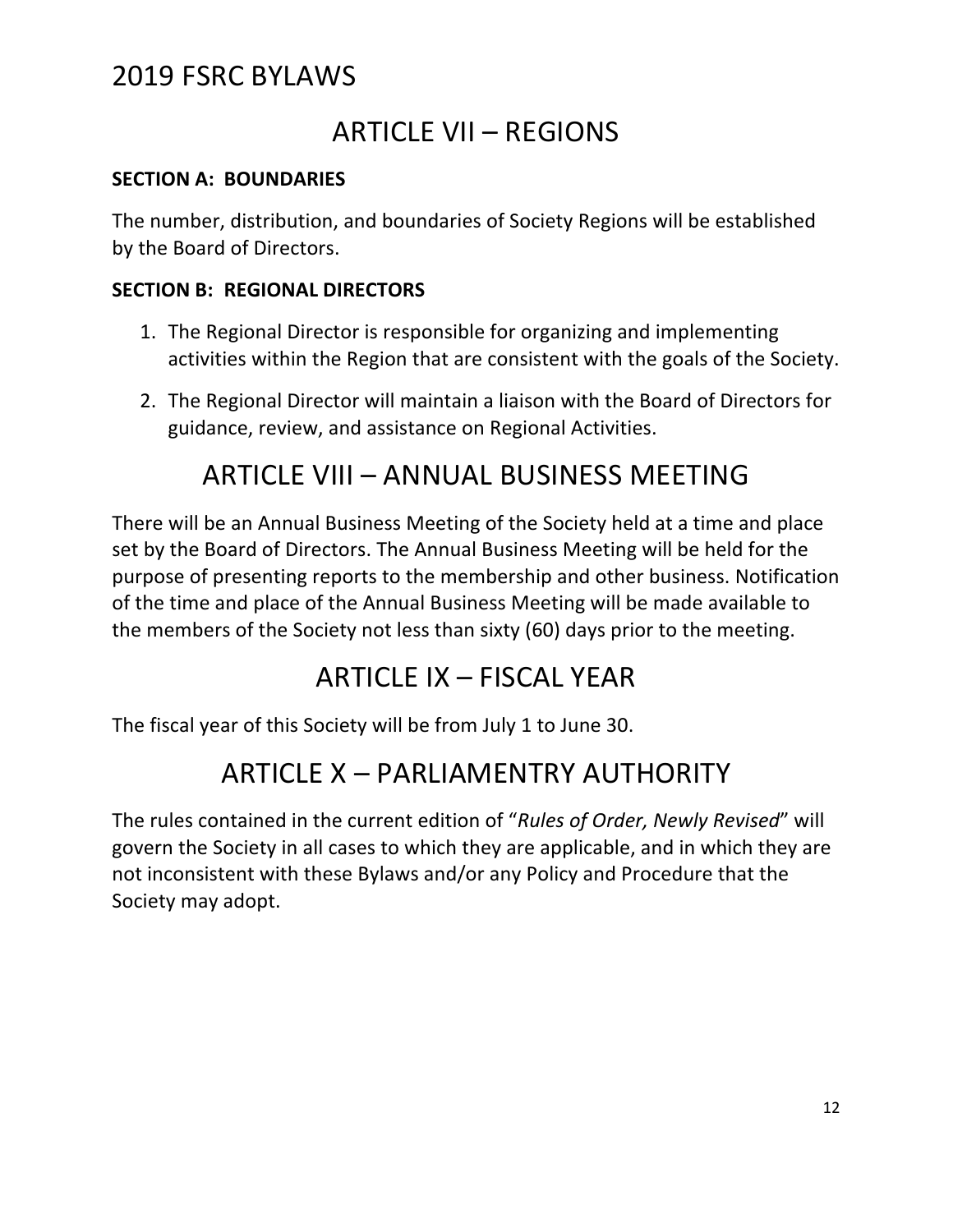## ARTICLE VII – REGIONS

**SECTION A: BOUNDARIES**

The number, distribution, and boundaries of Society Regions will be established by the Board of Directors.

**SECTION B: REGIONAL DIRECTORS**

1. The Regional Director is responsible for organizing and implementing activities within the Region that are consistent with the goals of the Society.
2. The Regional Director will maintain a liaison with the Board of Directors for guidance, review, and assistance on Regional Activities.

## ARTICLE VIII – ANNUAL BUSINESS MEETING

There will be an Annual Business Meeting of the Society held at a time and place set by the Board of Directors. The Annual Business Meeting will be held for the purpose of presenting reports to the membership and other business. Notification of the time and place of the Annual Business Meeting will be made available to the members of the Society not less than sixty (60) days prior to the meeting.

## ARTICLE IX – FISCAL YEAR

The fiscal year of this Society will be from July 1 to June 30.

## ARTICLE X – PARLIAMENTRY AUTHORITY

The rules contained in the current edition of "*Rules of Order, Newly Revised*" will govern the Society in all cases to which they are applicable, and in which they are not inconsistent with these Bylaws and/or any Policy and Procedure that the Society may adopt.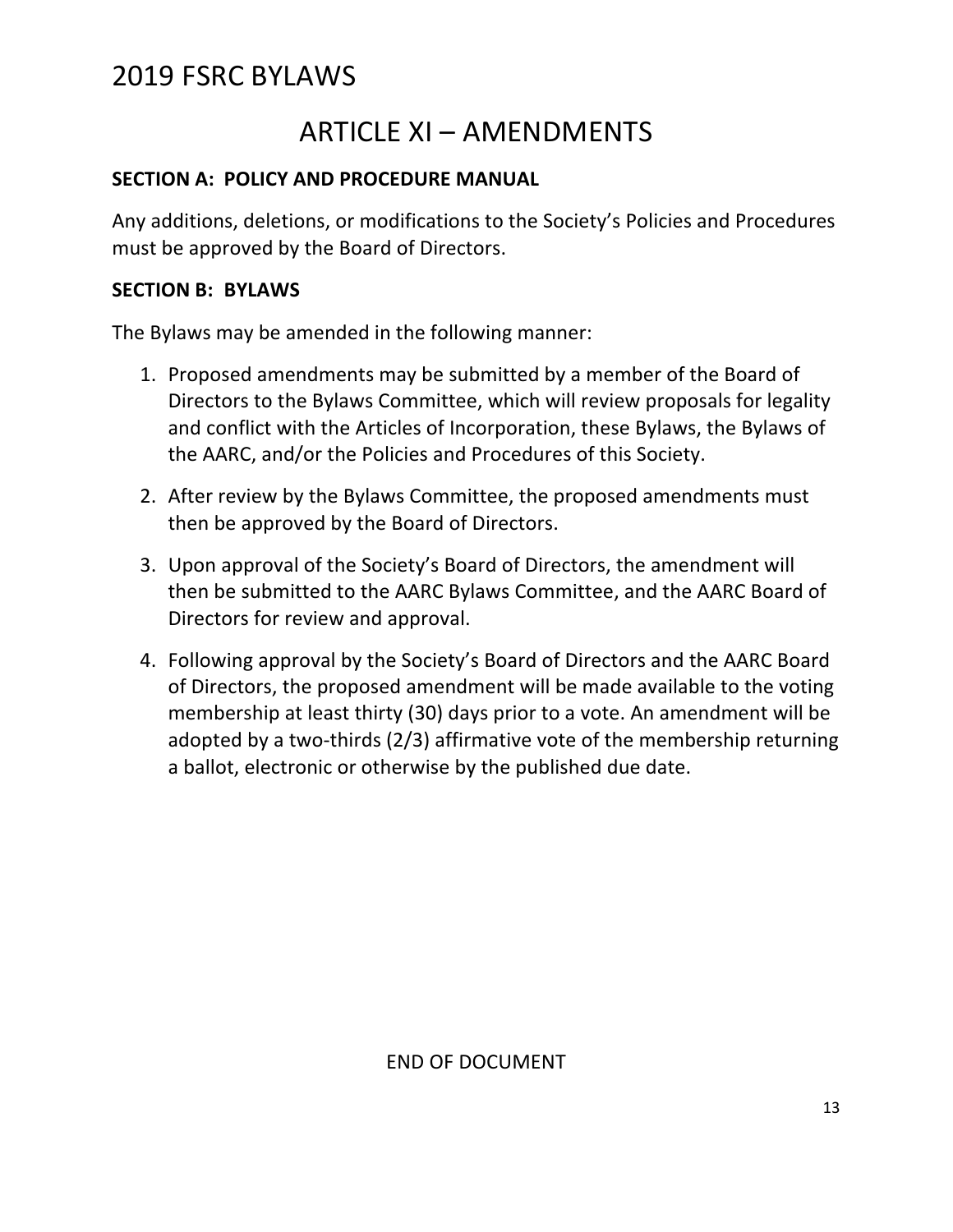# ARTICLE XI – AMENDMENTS

**SECTION A: POLICY AND PROCEDURE MANUAL**

Any additions, deletions, or modifications to the Society's Policies and Procedures must be approved by the Board of Directors.

**SECTION B: BYLAWS**

The Bylaws may be amended in the following manner:

1. Proposed amendments may be submitted by a member of the Board of Directors to the Bylaws Committee, which will review proposals for legality and conflict with the Articles of Incorporation, these Bylaws, the Bylaws of the AARC, and/or the Policies and Procedures of this Society.

2. After review by the Bylaws Committee, the proposed amendments must then be approved by the Board of Directors.

3. Upon approval of the Society's Board of Directors, the amendment will then be submitted to the AARC Bylaws Committee, and the AARC Board of Directors for review and approval.

4. Following approval by the Society's Board of Directors and the AARC Board of Directors, the proposed amendment will be made available to the voting membership at least thirty (30) days prior to a vote. An amendment will be adopted by a two-thirds (2/3) affirmative vote of the membership returning a ballot, electronic or otherwise by the published due date.

END OF DOCUMENT